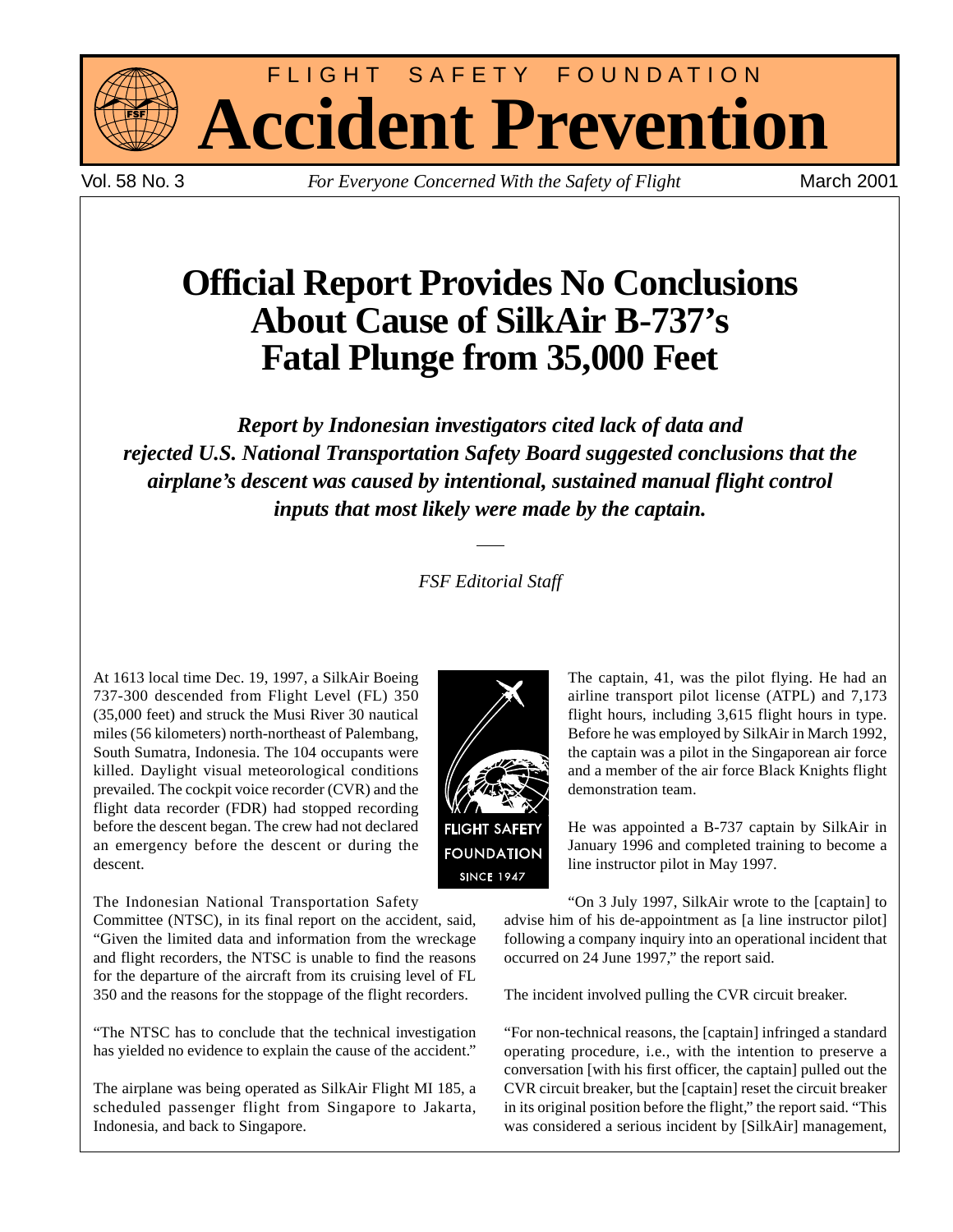FLIGHT SAFETY FOUNDATION

# Accident Prevention

Vol. 58 No. 3 *For Everyone Concerned With the Safety of Flight* March 2001

# Official Report Provides No Conclusions About Cause of SilkAir B-737's Fatal Plunge from 35,000 Feet

***Report by Indonesian investigators cited lack of data and rejected U.S. National Transportation Safety Board suggested conclusions that the airplane's descent was caused by intentional, sustained manual flight control inputs that most likely were made by the captain.***

*FSF Editorial Staff*

At 1613 local time Dec. 19, 1997, a SilkAir Boeing 737-300 descended from Flight Level (FL) 350 (35,000 feet) and struck the Musi River 30 nautical miles (56 kilometers) north-northeast of Palembang, South Sumatra, Indonesia. The 104 occupants were killed. Daylight visual meteorological conditions prevailed. The cockpit voice recorder (CVR) and the flight data recorder (FDR) had stopped recording before the descent began. The crew had not declared an emergency before the descent or during the descent.

The Indonesian National Transportation Safety Committee (NTSC), in its final report on the accident, said, "Given the limited data and information from the wreckage and flight recorders, the NTSC is unable to find the reasons for the departure of the aircraft from its cruising level of FL 350 and the reasons for the stoppage of the flight recorders.

"The NTSC has to conclude that the technical investigation has yielded no evidence to explain the cause of the accident."

The airplane was being operated as SilkAir Flight MI 185, a scheduled passenger flight from Singapore to Jakarta, Indonesia, and back to Singapore.

The captain, 41, was the pilot flying. He had an airline transport pilot license (ATPL) and 7,173 flight hours, including 3,615 flight hours in type. Before he was employed by SilkAir in March 1992, the captain was a pilot in the Singaporean air force and a member of the air force Black Knights flight demonstration team.

He was appointed a B-737 captain by SilkAir in January 1996 and completed training to become a line instructor pilot in May 1997.

"On 3 July 1997, SilkAir wrote to the [captain] to advise him of his de-appointment as [a line instructor pilot] following a company inquiry into an operational incident that occurred on 24 June 1997," the report said.

The incident involved pulling the CVR circuit breaker.

"For non-technical reasons, the [captain] infringed a standard operating procedure, i.e., with the intention to preserve a conversation [with his first officer, the captain] pulled out the CVR circuit breaker, but the [captain] reset the circuit breaker in its original position before the flight," the report said. "This was considered a serious incident by [SilkAir] management,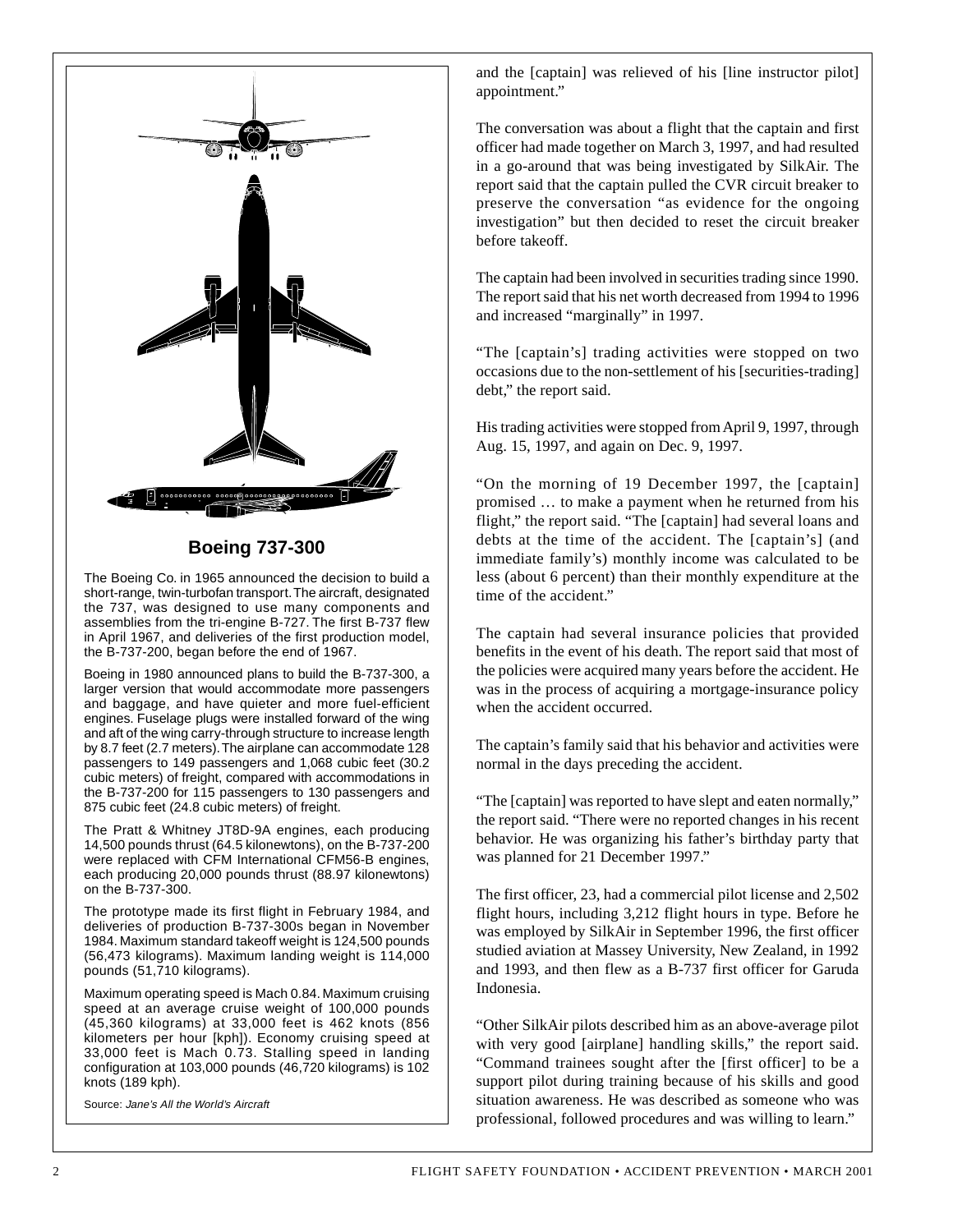## Boeing 737-300

The Boeing Co. in 1965 announced the decision to build a short-range, twin-turbofan transport. The aircraft, designated the 737, was designed to use many components and assemblies from the tri-engine B-727. The first B-737 flew in April 1967, and deliveries of the first production model, the B-737-200, began before the end of 1967.

Boeing in 1980 announced plans to build the B-737-300, a larger version that would accommodate more passengers and baggage, and have quieter and more fuel-efficient engines. Fuselage plugs were installed forward of the wing and aft of the wing carry-through structure to increase length by 8.7 feet (2.7 meters). The airplane can accommodate 128 passengers to 149 passengers and 1,068 cubic feet (30.2 cubic meters) of freight, compared with accommodations in the B-737-200 for 115 passengers to 130 passengers and 875 cubic feet (24.8 cubic meters) of freight.

The Pratt & Whitney JT8D-9A engines, each producing 14,500 pounds thrust (64.5 kilonewtons), on the B-737-200 were replaced with CFM International CFM56-B engines, each producing 20,000 pounds thrust (88.97 kilonewtons) on the B-737-300.

The prototype made its first flight in February 1984, and deliveries of production B-737-300s began in November 1984. Maximum standard takeoff weight is 124,500 pounds (56,473 kilograms). Maximum landing weight is 114,000 pounds (51,710 kilograms).

Maximum operating speed is Mach 0.84. Maximum cruising speed at an average cruise weight of 100,000 pounds (45,360 kilograms) at 33,000 feet is 462 knots (856 kilometers per hour [kph]). Economy cruising speed at 33,000 feet is Mach 0.73. Stalling speed in landing configuration at 103,000 pounds (46,720 kilograms) is 102 knots (189 kph).

Source: *Jane's All the World's Aircraft*

and the [captain] was relieved of his [line instructor pilot] appointment."

The conversation was about a flight that the captain and first officer had made together on March 3, 1997, and had resulted in a go-around that was being investigated by SilkAir. The report said that the captain pulled the CVR circuit breaker to preserve the conversation "as evidence for the ongoing investigation" but then decided to reset the circuit breaker before takeoff.

The captain had been involved in securities trading since 1990. The report said that his net worth decreased from 1994 to 1996 and increased "marginally" in 1997.

"The [captain's] trading activities were stopped on two occasions due to the non-settlement of his [securities-trading] debt," the report said.

His trading activities were stopped from April 9, 1997, through Aug. 15, 1997, and again on Dec. 9, 1997.

"On the morning of 19 December 1997, the [captain] promised … to make a payment when he returned from his flight," the report said. "The [captain] had several loans and debts at the time of the accident. The [captain's] (and immediate family's) monthly income was calculated to be less (about 6 percent) than their monthly expenditure at the time of the accident."

The captain had several insurance policies that provided benefits in the event of his death. The report said that most of the policies were acquired many years before the accident. He was in the process of acquiring a mortgage-insurance policy when the accident occurred.

The captain's family said that his behavior and activities were normal in the days preceding the accident.

"The [captain] was reported to have slept and eaten normally," the report said. "There were no reported changes in his recent behavior. He was organizing his father's birthday party that was planned for 21 December 1997."

The first officer, 23, had a commercial pilot license and 2,502 flight hours, including 3,212 flight hours in type. Before he was employed by SilkAir in September 1996, the first officer studied aviation at Massey University, New Zealand, in 1992 and 1993, and then flew as a B-737 first officer for Garuda Indonesia.

"Other SilkAir pilots described him as an above-average pilot with very good [airplane] handling skills," the report said. "Command trainees sought after the [first officer] to be a support pilot during training because of his skills and good situation awareness. He was described as someone who was professional, followed procedures and was willing to learn."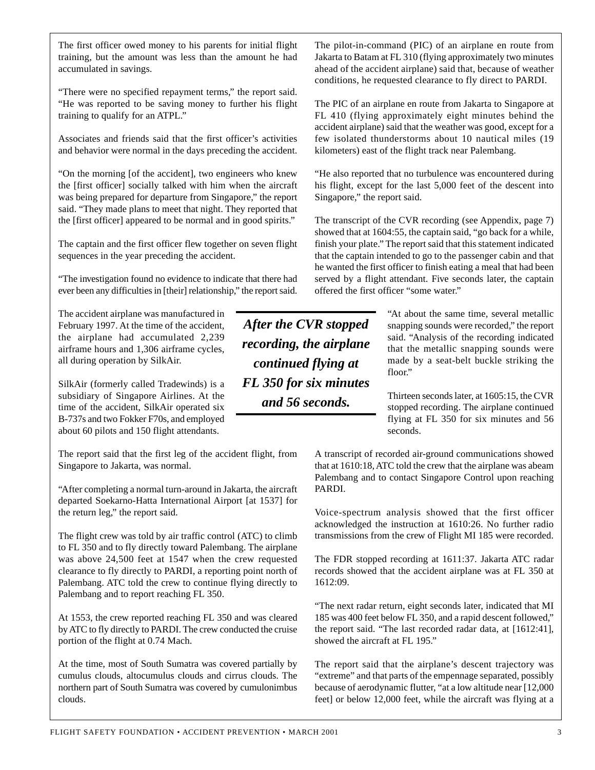The first officer owed money to his parents for initial flight training, but the amount was less than the amount he had accumulated in savings.

"There were no specified repayment terms," the report said. "He was reported to be saving money to further his flight training to qualify for an ATPL."

Associates and friends said that the first officer's activities and behavior were normal in the days preceding the accident.

"On the morning [of the accident], two engineers who knew the [first officer] socially talked with him when the aircraft was being prepared for departure from Singapore," the report said. "They made plans to meet that night. They reported that the [first officer] appeared to be normal and in good spirits."

The captain and the first officer flew together on seven flight sequences in the year preceding the accident.

"The investigation found no evidence to indicate that there had ever been any difficulties in [their] relationship," the report said.

The accident airplane was manufactured in February 1997. At the time of the accident, the airplane had accumulated 2,239 airframe hours and 1,306 airframe cycles, all during operation by SilkAir.

SilkAir (formerly called Tradewinds) is a subsidiary of Singapore Airlines. At the time of the accident, SilkAir operated six B-737s and two Fokker F70s, and employed about 60 pilots and 150 flight attendants.

The report said that the first leg of the accident flight, from Singapore to Jakarta, was normal.

"After completing a normal turn-around in Jakarta, the aircraft departed Soekarno-Hatta International Airport [at 1537] for the return leg," the report said.

The flight crew was told by air traffic control (ATC) to climb to FL 350 and to fly directly toward Palembang. The airplane was above 24,500 feet at 1547 when the crew requested clearance to fly directly to PARDI, a reporting point north of Palembang. ATC told the crew to continue flying directly to Palembang and to report reaching FL 350.

At 1553, the crew reported reaching FL 350 and was cleared by ATC to fly directly to PARDI. The crew conducted the cruise portion of the flight at 0.74 Mach.

At the time, most of South Sumatra was covered partially by cumulus clouds, altocumulus clouds and cirrus clouds. The northern part of South Sumatra was covered by cumulonimbus clouds.

The pilot-in-command (PIC) of an airplane en route from Jakarta to Batam at FL 310 (flying approximately two minutes ahead of the accident airplane) said that, because of weather conditions, he requested clearance to fly direct to PARDI.

The PIC of an airplane en route from Jakarta to Singapore at FL 410 (flying approximately eight minutes behind the accident airplane) said that the weather was good, except for a few isolated thunderstorms about 10 nautical miles (19 kilometers) east of the flight track near Palembang.

"He also reported that no turbulence was encountered during his flight, except for the last 5,000 feet of the descent into Singapore," the report said.

The transcript of the CVR recording (see Appendix, page 7) showed that at 1604:55, the captain said, "go back for a while, finish your plate." The report said that this statement indicated that the captain intended to go to the passenger cabin and that he wanted the first officer to finish eating a meal that had been served by a flight attendant. Five seconds later, the captain offered the first officer "some water."

**_After the CVR stopped recording, the airplane continued flying at FL 350 for six minutes and 56 seconds._**

"At about the same time, several metallic snapping sounds were recorded," the report said. "Analysis of the recording indicated that the metallic snapping sounds were made by a seat-belt buckle striking the floor."

Thirteen seconds later, at 1605:15, the CVR stopped recording. The airplane continued flying at FL 350 for six minutes and 56 seconds.

A transcript of recorded air-ground communications showed that at 1610:18, ATC told the crew that the airplane was abeam Palembang and to contact Singapore Control upon reaching PARDI.

Voice-spectrum analysis showed that the first officer acknowledged the instruction at 1610:26. No further radio transmissions from the crew of Flight MI 185 were recorded.

The FDR stopped recording at 1611:37. Jakarta ATC radar records showed that the accident airplane was at FL 350 at 1612:09.

"The next radar return, eight seconds later, indicated that MI 185 was 400 feet below FL 350, and a rapid descent followed," the report said. "The last recorded radar data, at [1612:41], showed the aircraft at FL 195."

The report said that the airplane's descent trajectory was "extreme" and that parts of the empennage separated, possibly because of aerodynamic flutter, "at a low altitude near [12,000 feet] or below 12,000 feet, while the aircraft was flying at a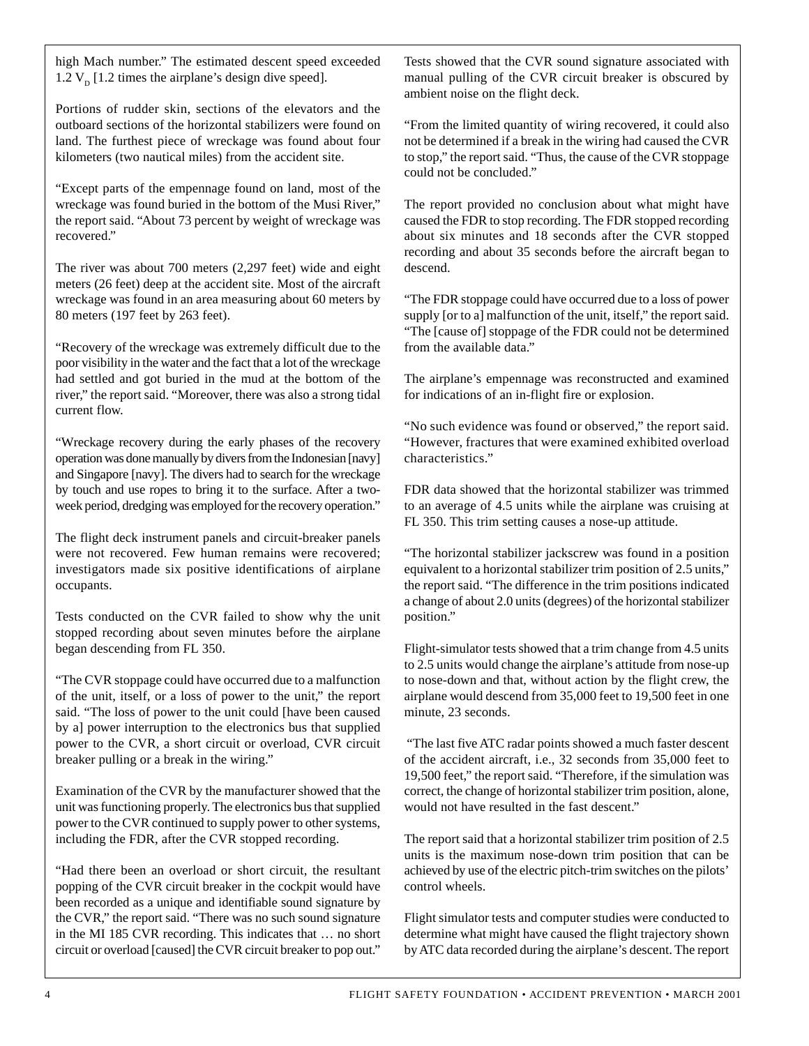high Mach number." The estimated descent speed exceeded 1.2 $V_D$ [1.2 times the airplane's design dive speed].

Portions of rudder skin, sections of the elevators and the outboard sections of the horizontal stabilizers were found on land. The furthest piece of wreckage was found about four kilometers (two nautical miles) from the accident site.

"Except parts of the empennage found on land, most of the wreckage was found buried in the bottom of the Musi River," the report said. "About 73 percent by weight of wreckage was recovered."

The river was about 700 meters (2,297 feet) wide and eight meters (26 feet) deep at the accident site. Most of the aircraft wreckage was found in an area measuring about 60 meters by 80 meters (197 feet by 263 feet).

"Recovery of the wreckage was extremely difficult due to the poor visibility in the water and the fact that a lot of the wreckage had settled and got buried in the mud at the bottom of the river," the report said. "Moreover, there was also a strong tidal current flow.

"Wreckage recovery during the early phases of the recovery operation was done manually by divers from the Indonesian [navy] and Singapore [navy]. The divers had to search for the wreckage by touch and use ropes to bring it to the surface. After a two-week period, dredging was employed for the recovery operation."

The flight deck instrument panels and circuit-breaker panels were not recovered. Few human remains were recovered; investigators made six positive identifications of airplane occupants.

Tests conducted on the CVR failed to show why the unit stopped recording about seven minutes before the airplane began descending from FL 350.

"The CVR stoppage could have occurred due to a malfunction of the unit, itself, or a loss of power to the unit," the report said. "The loss of power to the unit could [have been caused by a] power interruption to the electronics bus that supplied power to the CVR, a short circuit or overload, CVR circuit breaker pulling or a break in the wiring."

Examination of the CVR by the manufacturer showed that the unit was functioning properly. The electronics bus that supplied power to the CVR continued to supply power to other systems, including the FDR, after the CVR stopped recording.

"Had there been an overload or short circuit, the resultant popping of the CVR circuit breaker in the cockpit would have been recorded as a unique and identifiable sound signature by the CVR," the report said. "There was no such sound signature in the MI 185 CVR recording. This indicates that … no short circuit or overload [caused] the CVR circuit breaker to pop out."

Tests showed that the CVR sound signature associated with manual pulling of the CVR circuit breaker is obscured by ambient noise on the flight deck.

"From the limited quantity of wiring recovered, it could also not be determined if a break in the wiring had caused the CVR to stop," the report said. "Thus, the cause of the CVR stoppage could not be concluded."

The report provided no conclusion about what might have caused the FDR to stop recording. The FDR stopped recording about six minutes and 18 seconds after the CVR stopped recording and about 35 seconds before the aircraft began to descend.

"The FDR stoppage could have occurred due to a loss of power supply [or to a] malfunction of the unit, itself," the report said. "The [cause of] stoppage of the FDR could not be determined from the available data."

The airplane's empennage was reconstructed and examined for indications of an in-flight fire or explosion.

"No such evidence was found or observed," the report said. "However, fractures that were examined exhibited overload characteristics."

FDR data showed that the horizontal stabilizer was trimmed to an average of 4.5 units while the airplane was cruising at FL 350. This trim setting causes a nose-up attitude.

"The horizontal stabilizer jackscrew was found in a position equivalent to a horizontal stabilizer trim position of 2.5 units," the report said. "The difference in the trim positions indicated a change of about 2.0 units (degrees) of the horizontal stabilizer position."

Flight-simulator tests showed that a trim change from 4.5 units to 2.5 units would change the airplane's attitude from nose-up to nose-down and that, without action by the flight crew, the airplane would descend from 35,000 feet to 19,500 feet in one minute, 23 seconds.

"The last five ATC radar points showed a much faster descent of the accident aircraft, i.e., 32 seconds from 35,000 feet to 19,500 feet," the report said. "Therefore, if the simulation was correct, the change of horizontal stabilizer trim position, alone, would not have resulted in the fast descent."

The report said that a horizontal stabilizer trim position of 2.5 units is the maximum nose-down trim position that can be achieved by use of the electric pitch-trim switches on the pilots' control wheels.

Flight simulator tests and computer studies were conducted to determine what might have caused the flight trajectory shown by ATC data recorded during the airplane's descent. The report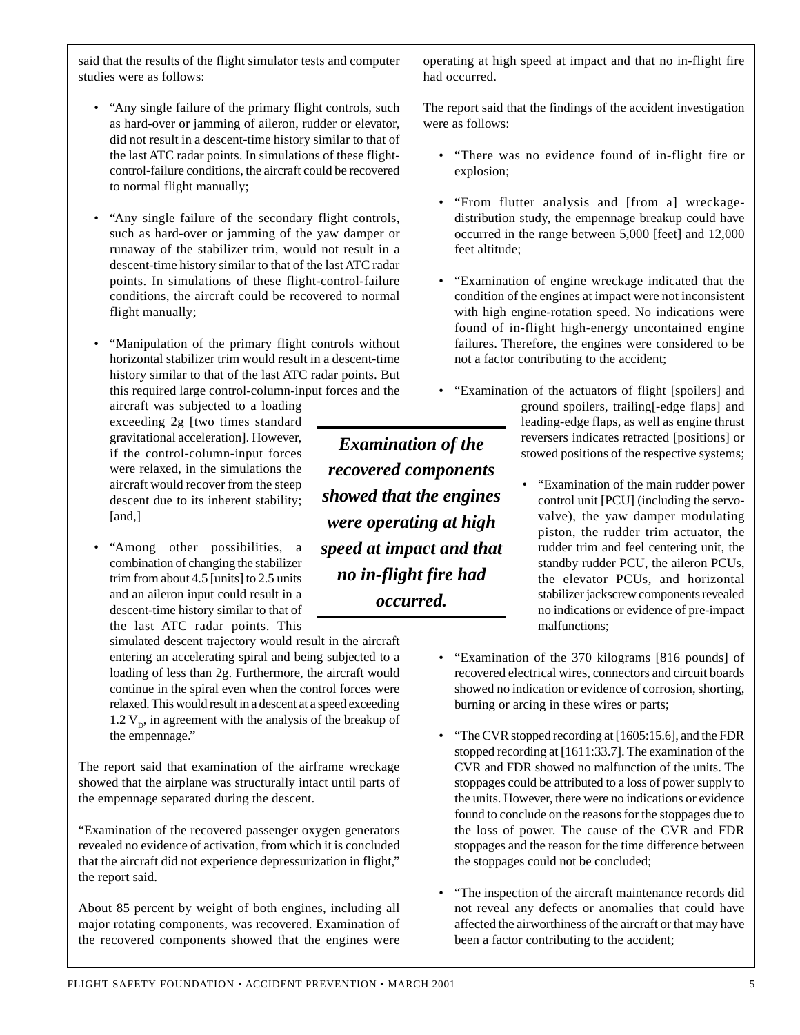said that the results of the flight simulator tests and computer studies were as follows:

- "Any single failure of the primary flight controls, such as hard-over or jamming of aileron, rudder or elevator, did not result in a descent-time history similar to that of the last ATC radar points. In simulations of these flight-control-failure conditions, the aircraft could be recovered to normal flight manually;
- "Any single failure of the secondary flight controls, such as hard-over or jamming of the yaw damper or runaway of the stabilizer trim, would not result in a descent-time history similar to that of the last ATC radar points. In simulations of these flight-control-failure conditions, the aircraft could be recovered to normal flight manually;
- "Manipulation of the primary flight controls without horizontal stabilizer trim would result in a descent-time history similar to that of the last ATC radar points. But this required large control-column-input forces and the aircraft was subjected to a loading exceeding 2g [two times standard gravitational acceleration]. However, if the control-column-input forces were relaxed, in the simulations the aircraft would recover from the steep descent due to its inherent stability; [and,]
- "Among other possibilities, a combination of changing the stabilizer trim from about 4.5 [units] to 2.5 units and an aileron input could result in a descent-time history similar to that of the last ATC radar points. This simulated descent trajectory would result in the aircraft entering an accelerating spiral and being subjected to a loading of less than 2g. Furthermore, the aircraft would continue in the spiral even when the control forces were relaxed. This would result in a descent at a speed exceeding 1.2 $V_D$, in agreement with the analysis of the breakup of the empennage."

The report said that examination of the airframe wreckage showed that the airplane was structurally intact until parts of the empennage separated during the descent.

"Examination of the recovered passenger oxygen generators revealed no evidence of activation, from which it is concluded that the aircraft did not experience depressurization in flight," the report said.

About 85 percent by weight of both engines, including all major rotating components, was recovered. Examination of the recovered components showed that the engines were operating at high speed at impact and that no in-flight fire had occurred.

***Examination of the recovered components showed that the engines were operating at high speed at impact and that no in-flight fire had occurred.***

The report said that the findings of the accident investigation were as follows:

- "There was no evidence found of in-flight fire or explosion;
- "From flutter analysis and [from a] wreckage-distribution study, the empennage breakup could have occurred in the range between 5,000 [feet] and 12,000 feet altitude;
- "Examination of engine wreckage indicated that the condition of the engines at impact were not inconsistent with high engine-rotation speed. No indications were found of in-flight high-energy uncontained engine failures. Therefore, the engines were considered to be not a factor contributing to the accident;
- "Examination of the actuators of flight [spoilers] and ground spoilers, trailing[-edge flaps] and leading-edge flaps, as well as engine thrust reversers indicates retracted [positions] or stowed positions of the respective systems;
- "Examination of the main rudder power control unit [PCU] (including the servo-valve), the yaw damper modulating piston, the rudder trim actuator, the rudder trim and feel centering unit, the standby rudder PCU, the aileron PCUs, the elevator PCUs, and horizontal stabilizer jackscrew components revealed no indications or evidence of pre-impact malfunctions;
- "Examination of the 370 kilograms [816 pounds] of recovered electrical wires, connectors and circuit boards showed no indication or evidence of corrosion, shorting, burning or arcing in these wires or parts;
- "The CVR stopped recording at [1605:15.6], and the FDR stopped recording at [1611:33.7]. The examination of the CVR and FDR showed no malfunction of the units. The stoppages could be attributed to a loss of power supply to the units. However, there were no indications or evidence found to conclude on the reasons for the stoppages due to the loss of power. The cause of the CVR and FDR stoppages and the reason for the time difference between the stoppages could not be concluded;
- "The inspection of the aircraft maintenance records did not reveal any defects or anomalies that could have affected the airworthiness of the aircraft or that may have been a factor contributing to the accident;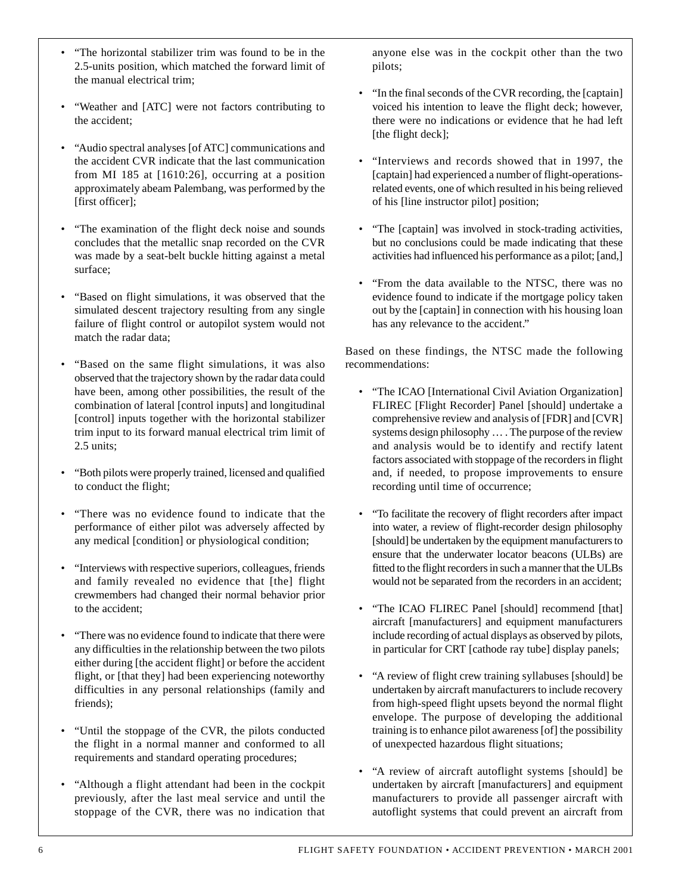- "The horizontal stabilizer trim was found to be in the 2.5-units position, which matched the forward limit of the manual electrical trim;
- "Weather and [ATC] were not factors contributing to the accident;
- "Audio spectral analyses [of ATC] communications and the accident CVR indicate that the last communication from MI 185 at [1610:26], occurring at a position approximately abeam Palembang, was performed by the [first officer];
- "The examination of the flight deck noise and sounds concludes that the metallic snap recorded on the CVR was made by a seat-belt buckle hitting against a metal surface;
- "Based on flight simulations, it was observed that the simulated descent trajectory resulting from any single failure of flight control or autopilot system would not match the radar data;
- "Based on the same flight simulations, it was also observed that the trajectory shown by the radar data could have been, among other possibilities, the result of the combination of lateral [control inputs] and longitudinal [control] inputs together with the horizontal stabilizer trim input to its forward manual electrical trim limit of 2.5 units;
- "Both pilots were properly trained, licensed and qualified to conduct the flight;
- "There was no evidence found to indicate that the performance of either pilot was adversely affected by any medical [condition] or physiological condition;
- "Interviews with respective superiors, colleagues, friends and family revealed no evidence that [the] flight crewmembers had changed their normal behavior prior to the accident;
- "There was no evidence found to indicate that there were any difficulties in the relationship between the two pilots either during [the accident flight] or before the accident flight, or [that they] had been experiencing noteworthy difficulties in any personal relationships (family and friends);
- "Until the stoppage of the CVR, the pilots conducted the flight in a normal manner and conformed to all requirements and standard operating procedures;
- "Although a flight attendant had been in the cockpit previously, after the last meal service and until the stoppage of the CVR, there was no indication that anyone else was in the cockpit other than the two pilots;
- "In the final seconds of the CVR recording, the [captain] voiced his intention to leave the flight deck; however, there were no indications or evidence that he had left [the flight deck];
- "Interviews and records showed that in 1997, the [captain] had experienced a number of flight-operations-related events, one of which resulted in his being relieved of his [line instructor pilot] position;
- "The [captain] was involved in stock-trading activities, but no conclusions could be made indicating that these activities had influenced his performance as a pilot; [and,]
- "From the data available to the NTSC, there was no evidence found to indicate if the mortgage policy taken out by the [captain] in connection with his housing loan has any relevance to the accident."

Based on these findings, the NTSC made the following recommendations:

- "The ICAO [International Civil Aviation Organization] FLIREC [Flight Recorder] Panel [should] undertake a comprehensive review and analysis of [FDR] and [CVR] systems design philosophy … . The purpose of the review and analysis would be to identify and rectify latent factors associated with stoppage of the recorders in flight and, if needed, to propose improvements to ensure recording until time of occurrence;
- "To facilitate the recovery of flight recorders after impact into water, a review of flight-recorder design philosophy [should] be undertaken by the equipment manufacturers to ensure that the underwater locator beacons (ULBs) are fitted to the flight recorders in such a manner that the ULBs would not be separated from the recorders in an accident;
- "The ICAO FLIREC Panel [should] recommend [that] aircraft [manufacturers] and equipment manufacturers include recording of actual displays as observed by pilots, in particular for CRT [cathode ray tube] display panels;
- "A review of flight crew training syllabuses [should] be undertaken by aircraft manufacturers to include recovery from high-speed flight upsets beyond the normal flight envelope. The purpose of developing the additional training is to enhance pilot awareness [of] the possibility of unexpected hazardous flight situations;
- "A review of aircraft autoflight systems [should] be undertaken by aircraft [manufacturers] and equipment manufacturers to provide all passenger aircraft with autoflight systems that could prevent an aircraft from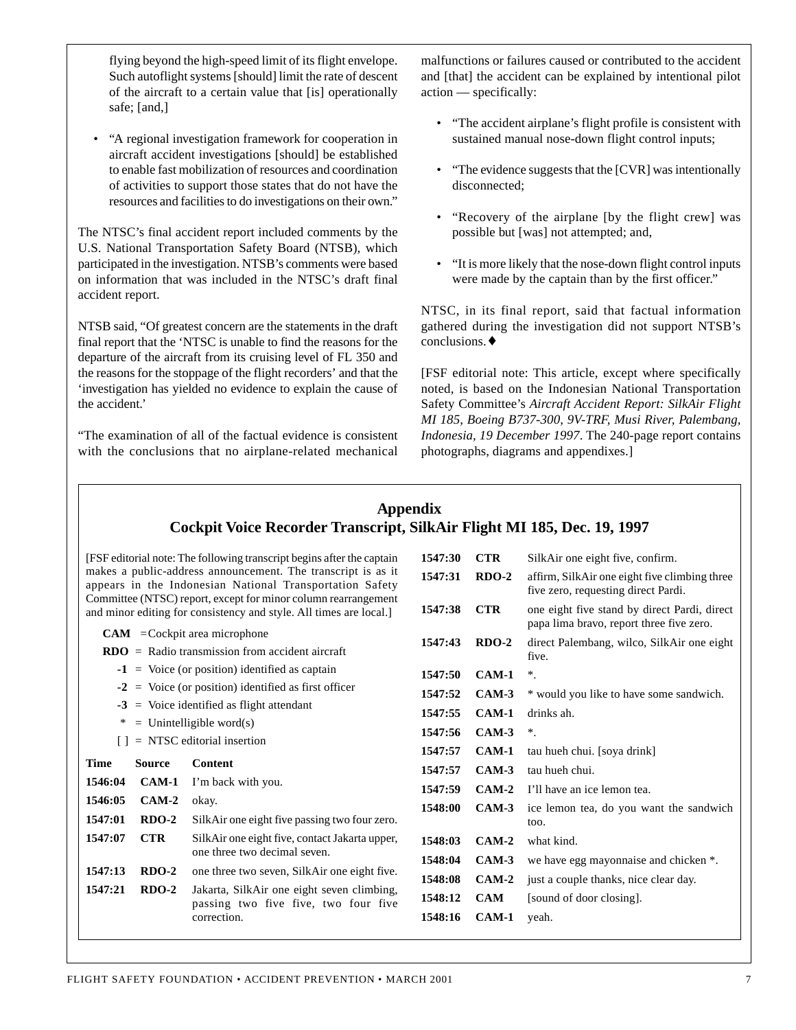flying beyond the high-speed limit of its flight envelope. Such autoflight systems [should] limit the rate of descent of the aircraft to a certain value that [is] operationally safe; [and,]

- "A regional investigation framework for cooperation in aircraft accident investigations [should] be established to enable fast mobilization of resources and coordination of activities to support those states that do not have the resources and facilities to do investigations on their own."

The NTSC's final accident report included comments by the U.S. National Transportation Safety Board (NTSB), which participated in the investigation. NTSB's comments were based on information that was included in the NTSC's draft final accident report.

NTSB said, "Of greatest concern are the statements in the draft final report that the 'NTSC is unable to find the reasons for the departure of the aircraft from its cruising level of FL 350 and the reasons for the stoppage of the flight recorders' and that the 'investigation has yielded no evidence to explain the cause of the accident.'

"The examination of all of the factual evidence is consistent with the conclusions that no airplane-related mechanical malfunctions or failures caused or contributed to the accident and [that] the accident can be explained by intentional pilot action — specifically:

- "The accident airplane's flight profile is consistent with sustained manual nose-down flight control inputs;
- "The evidence suggests that the [CVR] was intentionally disconnected;
- "Recovery of the airplane [by the flight crew] was possible but [was] not attempted; and,
- "It is more likely that the nose-down flight control inputs were made by the captain than by the first officer."

NTSC, in its final report, said that factual information gathered during the investigation did not support NTSB's conclusions. ♦

[FSF editorial note: This article, except where specifically noted, is based on the Indonesian National Transportation Safety Committee's *Aircraft Accident Report: SilkAir Flight MI 185, Boeing B737-300, 9V-TRF, Musi River, Palembang, Indonesia, 19 December 1997*. The 240-page report contains photographs, diagrams and appendixes.]

## Appendix
## Cockpit Voice Recorder Transcript, SilkAir Flight MI 185, Dec. 19, 1997

[FSF editorial note: The following transcript begins after the captain makes a public-address announcement. The transcript is as it appears in the Indonesian National Transportation Safety Committee (NTSC) report, except for minor column rearrangement and minor editing for consistency and style. All times are local.]

**CAM** = Cockpit area microphone
**RDO** = Radio transmission from accident aircraft
**-1** = Voice (or position) identified as captain
**-2** = Voice (or position) identified as first officer
**-3** = Voice identified as flight attendant
\* = Unintelligible word(s)
[ ] = NTSC editorial insertion

| Time | Source | Content |
|---|---|---|
| 1546:04 | CAM-1 | I'm back with you. |
| 1546:05 | CAM-2 | okay. |
| 1547:01 | RDO-2 | SilkAir one eight five passing two four zero. |
| 1547:07 | CTR | SilkAir one eight five, contact Jakarta upper, one three two decimal seven. |
| 1547:13 | RDO-2 | one three two seven, SilkAir one eight five. |
| 1547:21 | RDO-2 | Jakarta, SilkAir one eight seven climbing, passing two five five, two four five correction. |
| 1547:30 | CTR | SilkAir one eight five, confirm. |
| 1547:31 | RDO-2 | affirm, SilkAir one eight five climbing three five zero, requesting direct Pardi. |
| 1547:38 | CTR | one eight five stand by direct Pardi, direct papa lima bravo, report three five zero. |
| 1547:43 | RDO-2 | direct Palembang, wilco, SilkAir one eight five. |
| 1547:50 | CAM-1 | *. |
| 1547:52 | CAM-3 | * would you like to have some sandwich. |
| 1547:55 | CAM-1 | drinks ah. |
| 1547:56 | CAM-3 | *. |
| 1547:57 | CAM-1 | tau hueh chui. [soya drink] |
| 1547:57 | CAM-3 | tau hueh chui. |
| 1547:59 | CAM-2 | I'll have an ice lemon tea. |
| 1548:00 | CAM-3 | ice lemon tea, do you want the sandwich too. |
| 1548:03 | CAM-2 | what kind. |
| 1548:04 | CAM-3 | we have egg mayonnaise and chicken *. |
| 1548:08 | CAM-2 | just a couple thanks, nice clear day. |
| 1548:12 | CAM | [sound of door closing]. |
| 1548:16 | CAM-1 | yeah. |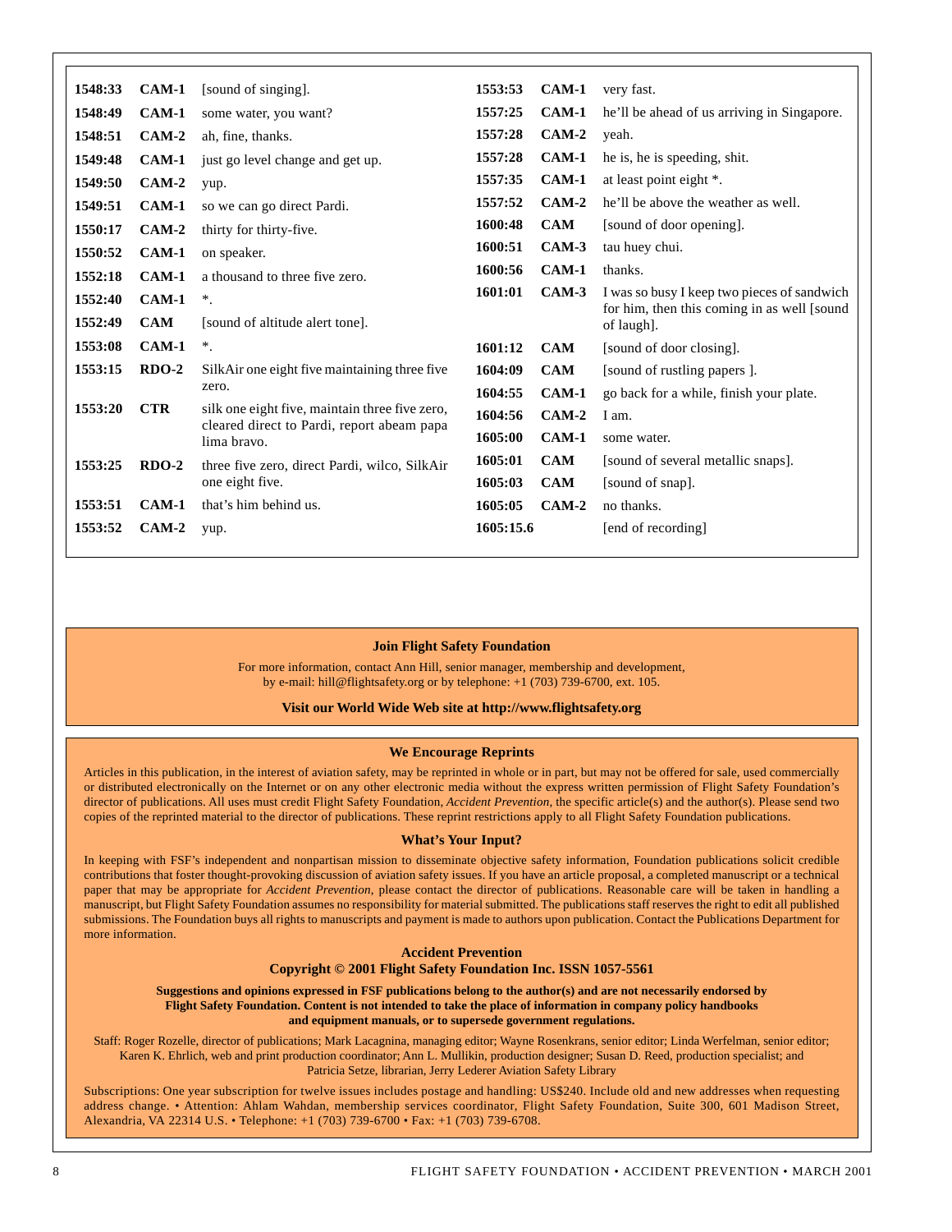| | | |
|---|---|---|
| **1548:33** | **CAM-1** | [sound of singing]. |
| **1548:49** | **CAM-1** | some water, you want? |
| **1548:51** | **CAM-2** | ah, fine, thanks. |
| **1549:48** | **CAM-1** | just go level change and get up. |
| **1549:50** | **CAM-2** | yup. |
| **1549:51** | **CAM-1** | so we can go direct Pardi. |
| **1550:17** | **CAM-2** | thirty for thirty-five. |
| **1550:52** | **CAM-1** | on speaker. |
| **1552:18** | **CAM-1** | a thousand to three five zero. |
| **1552:40** | **CAM-1** | *. |
| **1552:49** | **CAM** | [sound of altitude alert tone]. |
| **1553:08** | **CAM-1** | *. |
| **1553:15** | **RDO-2** | SilkAir one eight five maintaining three five zero. |
| **1553:20** | **CTR** | silk one eight five, maintain three five zero, cleared direct to Pardi, report abeam papa lima bravo. |
| **1553:25** | **RDO-2** | three five zero, direct Pardi, wilco, SilkAir one eight five. |
| **1553:51** | **CAM-1** | that's him behind us. |
| **1553:52** | **CAM-2** | yup. |
| **1553:53** | **CAM-1** | very fast. |
| **1557:25** | **CAM-1** | he'll be ahead of us arriving in Singapore. |
| **1557:28** | **CAM-2** | yeah. |
| **1557:28** | **CAM-1** | he is, he is speeding, shit. |
| **1557:35** | **CAM-1** | at least point eight *. |
| **1557:52** | **CAM-2** | he'll be above the weather as well. |
| **1600:48** | **CAM** | [sound of door opening]. |
| **1600:51** | **CAM-3** | tau huey chui. |
| **1600:56** | **CAM-1** | thanks. |
| **1601:01** | **CAM-3** | I was so busy I keep two pieces of sandwich for him, then this coming in as well [sound of laugh]. |
| **1601:12** | **CAM** | [sound of door closing]. |
| **1604:09** | **CAM** | [sound of rustling papers ]. |
| **1604:55** | **CAM-1** | go back for a while, finish your plate. |
| **1604:56** | **CAM-2** | I am. |
| **1605:00** | **CAM-1** | some water. |
| **1605:01** | **CAM** | [sound of several metallic snaps]. |
| **1605:03** | **CAM** | [sound of snap]. |
| **1605:05** | **CAM-2** | no thanks. |
| **1605:15.6** | | [end of recording] |

**Join Flight Safety Foundation**

For more information, contact Ann Hill, senior manager, membership and development, by e-mail: hill@flightsafety.org or by telephone: +1 (703) 739-6700, ext. 105.

**Visit our World Wide Web site at http://www.flightsafety.org**

**We Encourage Reprints**

Articles in this publication, in the interest of aviation safety, may be reprinted in whole or in part, but may not be offered for sale, used commercially or distributed electronically on the Internet or on any other electronic media without the express written permission of Flight Safety Foundation's director of publications. All uses must credit Flight Safety Foundation, *Accident Prevention*, the specific article(s) and the author(s). Please send two copies of the reprinted material to the director of publications. These reprint restrictions apply to all Flight Safety Foundation publications.

**What's Your Input?**

In keeping with FSF's independent and nonpartisan mission to disseminate objective safety information, Foundation publications solicit credible contributions that foster thought-provoking discussion of aviation safety issues. If you have an article proposal, a completed manuscript or a technical paper that may be appropriate for *Accident Prevention*, please contact the director of publications. Reasonable care will be taken in handling a manuscript, but Flight Safety Foundation assumes no responsibility for material submitted. The publications staff reserves the right to edit all published submissions. The Foundation buys all rights to manuscripts and payment is made to authors upon publication. Contact the Publications Department for more information.

**Accident Prevention**
**Copyright © 2001 Flight Safety Foundation Inc. ISSN 1057-5561**

**Suggestions and opinions expressed in FSF publications belong to the author(s) and are not necessarily endorsed by Flight Safety Foundation. Content is not intended to take the place of information in company policy handbooks and equipment manuals, or to supersede government regulations.**

Staff: Roger Rozelle, director of publications; Mark Lacagnina, managing editor; Wayne Rosenkrans, senior editor; Linda Werfelman, senior editor; Karen K. Ehrlich, web and print production coordinator; Ann L. Mullikin, production designer; Susan D. Reed, production specialist; and Patricia Setze, librarian, Jerry Lederer Aviation Safety Library

Subscriptions: One year subscription for twelve issues includes postage and handling: US$240. Include old and new addresses when requesting address change. • Attention: Ahlam Wahdan, membership services coordinator, Flight Safety Foundation, Suite 300, 601 Madison Street, Alexandria, VA 22314 U.S. • Telephone: +1 (703) 739-6700 • Fax: +1 (703) 739-6708.